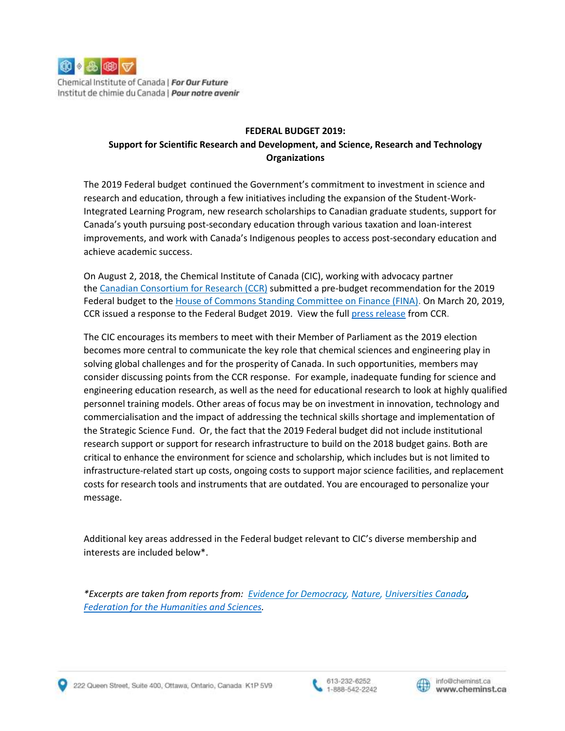Chemical Institute of Canada | **For Our Future**
Institut de chimie du Canada | **Pour notre avenir**

**FEDERAL BUDGET 2019:**
**Support for Scientific Research and Development, and Science, Research and Technology Organizations**

The 2019 Federal budget continued the Government's commitment to investment in science and research and education, through a few initiatives including the expansion of the Student-Work-Integrated Learning Program, new research scholarships to Canadian graduate students, support for Canada's youth pursuing post-secondary education through various taxation and loan-interest improvements, and work with Canada's Indigenous peoples to access post-secondary education and achieve academic success.

On August 2, 2018, the Chemical Institute of Canada (CIC), working with advocacy partner the Canadian Consortium for Research (CCR) submitted a pre-budget recommendation for the 2019 Federal budget to the House of Commons Standing Committee on Finance (FINA). On March 20, 2019, CCR issued a response to the Federal Budget 2019. View the full press release from CCR.

The CIC encourages its members to meet with their Member of Parliament as the 2019 election becomes more central to communicate the key role that chemical sciences and engineering play in solving global challenges and for the prosperity of Canada. In such opportunities, members may consider discussing points from the CCR response. For example, inadequate funding for science and engineering education research, as well as the need for educational research to look at highly qualified personnel training models. Other areas of focus may be on investment in innovation, technology and commercialisation and the impact of addressing the technical skills shortage and implementation of the Strategic Science Fund. Or, the fact that the 2019 Federal budget did not include institutional research support or support for research infrastructure to build on the 2018 budget gains. Both are critical to enhance the environment for science and scholarship, which includes but is not limited to infrastructure-related start up costs, ongoing costs to support major science facilities, and replacement costs for research tools and instruments that are outdated. You are encouraged to personalize your message.

Additional key areas addressed in the Federal budget relevant to CIC's diverse membership and interests are included below*.

*\*Excerpts are taken from reports from: Evidence for Democracy, Nature, Universities Canada, Federation for the Humanities and Sciences.*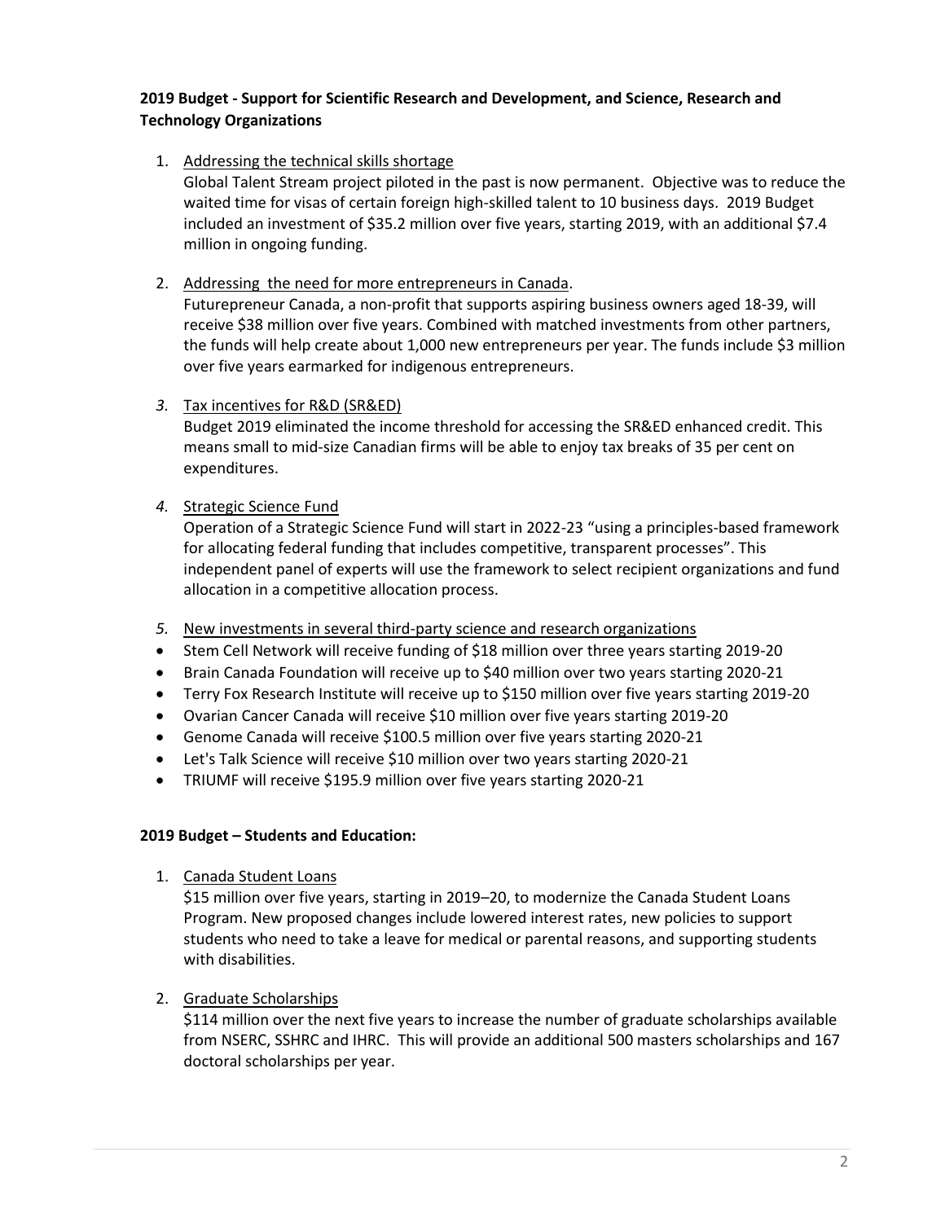**2019 Budget - Support for Scientific Research and Development, and Science, Research and Technology Organizations**

1. Addressing the technical skills shortage
   Global Talent Stream project piloted in the past is now permanent. Objective was to reduce the waited time for visas of certain foreign high-skilled talent to 10 business days. 2019 Budget included an investment of $35.2 million over five years, starting 2019, with an additional $7.4 million in ongoing funding.

2. Addressing the need for more entrepreneurs in Canada.
   Futurepreneur Canada, a non-profit that supports aspiring business owners aged 18-39, will receive $38 million over five years. Combined with matched investments from other partners, the funds will help create about 1,000 new entrepreneurs per year. The funds include $3 million over five years earmarked for indigenous entrepreneurs.

3. Tax incentives for R&D (SR&ED)
   Budget 2019 eliminated the income threshold for accessing the SR&ED enhanced credit. This means small to mid-size Canadian firms will be able to enjoy tax breaks of 35 per cent on expenditures.

4. Strategic Science Fund
   Operation of a Strategic Science Fund will start in 2022-23 "using a principles-based framework for allocating federal funding that includes competitive, transparent processes". This independent panel of experts will use the framework to select recipient organizations and fund allocation in a competitive allocation process.

5. New investments in several third-party science and research organizations

- Stem Cell Network will receive funding of $18 million over three years starting 2019-20
- Brain Canada Foundation will receive up to $40 million over two years starting 2020-21
- Terry Fox Research Institute will receive up to $150 million over five years starting 2019-20
- Ovarian Cancer Canada will receive $10 million over five years starting 2019-20
- Genome Canada will receive $100.5 million over five years starting 2020-21
- Let's Talk Science will receive $10 million over two years starting 2020-21
- TRIUMF will receive $195.9 million over five years starting 2020-21

**2019 Budget – Students and Education:**

1. Canada Student Loans
   $15 million over five years, starting in 2019–20, to modernize the Canada Student Loans Program. New proposed changes include lowered interest rates, new policies to support students who need to take a leave for medical or parental reasons, and supporting students with disabilities.

2. Graduate Scholarships
   $114 million over the next five years to increase the number of graduate scholarships available from NSERC, SSHRC and IHRC. This will provide an additional 500 masters scholarships and 167 doctoral scholarships per year.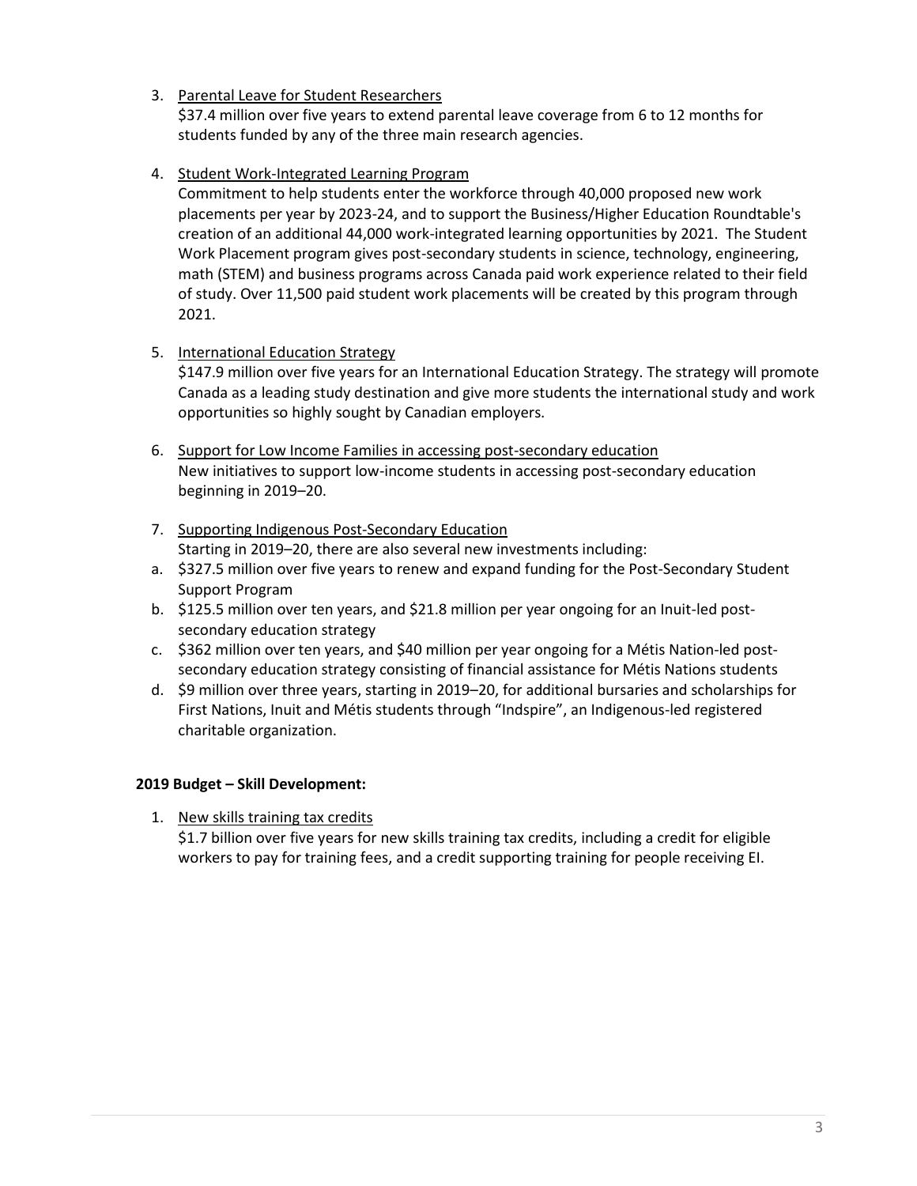3. Parental Leave for Student Researchers
   $37.4 million over five years to extend parental leave coverage from 6 to 12 months for students funded by any of the three main research agencies.

4. Student Work-Integrated Learning Program
   Commitment to help students enter the workforce through 40,000 proposed new work placements per year by 2023-24, and to support the Business/Higher Education Roundtable's creation of an additional 44,000 work-integrated learning opportunities by 2021. The Student Work Placement program gives post-secondary students in science, technology, engineering, math (STEM) and business programs across Canada paid work experience related to their field of study. Over 11,500 paid student work placements will be created by this program through 2021.

5. International Education Strategy
   $147.9 million over five years for an International Education Strategy. The strategy will promote Canada as a leading study destination and give more students the international study and work opportunities so highly sought by Canadian employers.

6. Support for Low Income Families in accessing post-secondary education
   New initiatives to support low-income students in accessing post-secondary education beginning in 2019–20.

7. Supporting Indigenous Post-Secondary Education
   Starting in 2019–20, there are also several new investments including:

a. $327.5 million over five years to renew and expand funding for the Post-Secondary Student Support Program
b. $125.5 million over ten years, and $21.8 million per year ongoing for an Inuit-led post-secondary education strategy
c. $362 million over ten years, and $40 million per year ongoing for a Métis Nation-led post-secondary education strategy consisting of financial assistance for Métis Nations students
d. $9 million over three years, starting in 2019–20, for additional bursaries and scholarships for First Nations, Inuit and Métis students through "Indspire", an Indigenous-led registered charitable organization.

**2019 Budget – Skill Development:**

1. New skills training tax credits
   $1.7 billion over five years for new skills training tax credits, including a credit for eligible workers to pay for training fees, and a credit supporting training for people receiving EI.